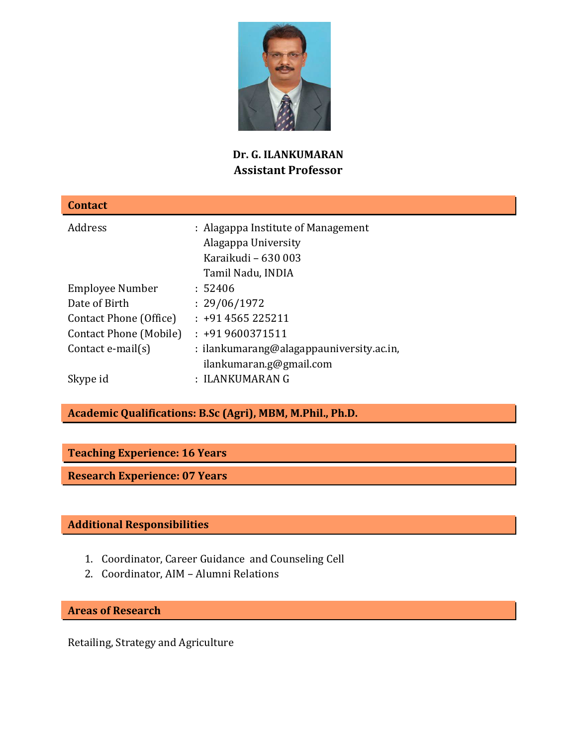# Dr. G. ILANKUMARAN
## Assistant Professor

## Contact

| | | |
|---|---|---|
| Address | : | Alagappa Institute of Management<br>Alagappa University<br>Karaikudi – 630 003<br>Tamil Nadu, INDIA |
| Employee Number | : | 52406 |
| Date of Birth | : | 29/06/1972 |
| Contact Phone (Office) | : | +91 4565 225211 |
| Contact Phone (Mobile) | : | +91 9600371511 |
| Contact e-mail(s) | : | ilankumarang@alagappauniversity.ac.in,<br>ilankumaran.g@gmail.com |
| Skype id | : | ILANKUMARAN G |

## Academic Qualifications: B.Sc (Agri), MBM, M.Phil., Ph.D.

## Teaching Experience: 16 Years

## Research Experience: 07 Years

## Additional Responsibilities

1. Coordinator, Career Guidance and Counseling Cell
2. Coordinator, AIM – Alumni Relations

## Areas of Research

Retailing, Strategy and Agriculture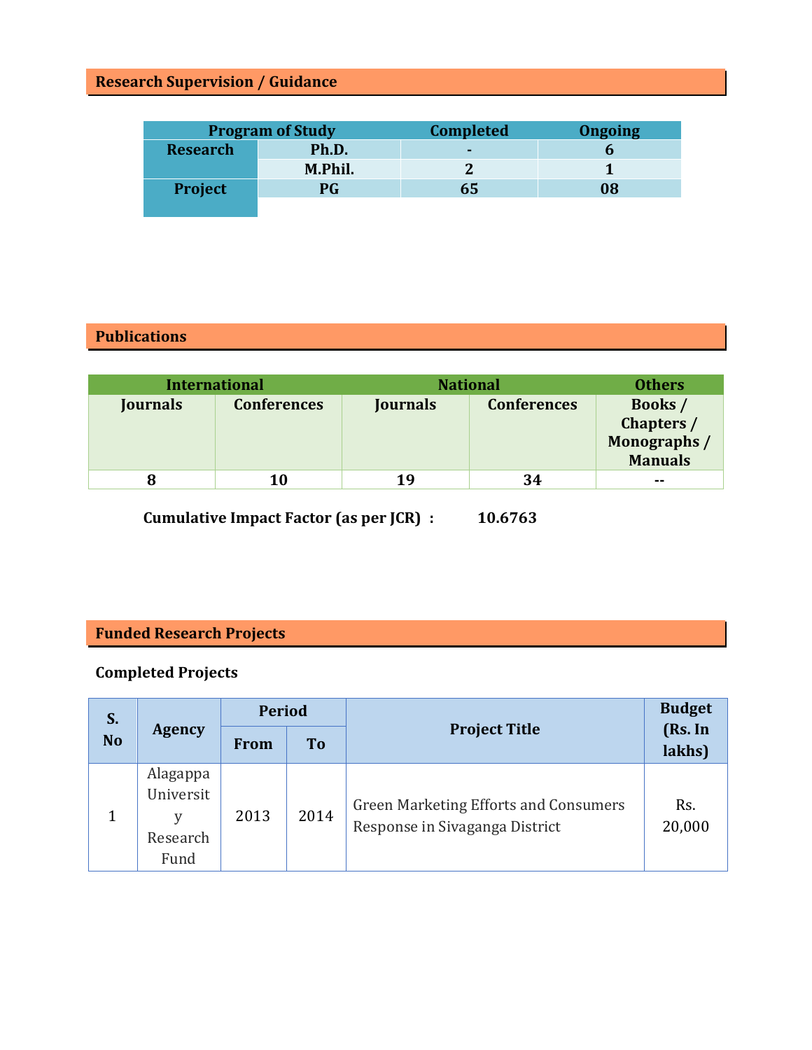## Research Supervision / Guidance

| Program of Study | | Completed | Ongoing |
|---|---|---|---|
| Research | Ph.D. | - | 6 |
| | M.Phil. | 2 | 1 |
| Project | PG | 65 | 08 |

## Publications

| International | | National | | Others |
|---|---|---|---|---|
| Journals | Conferences | Journals | Conferences | Books / Chapters / Monographs / Manuals |
| 8 | 10 | 19 | 34 | -- |

**Cumulative Impact Factor (as per JCR) : 10.6763**

## Funded Research Projects

### Completed Projects

| S. No | Agency | Period | | Project Title | Budget (Rs. In lakhs) |
|---|---|---|---|---|---|
| | | From | To | | |
| 1 | Alagappa University Research Fund | 2013 | 2014 | Green Marketing Efforts and Consumers Response in Sivaganga District | Rs. 20,000 |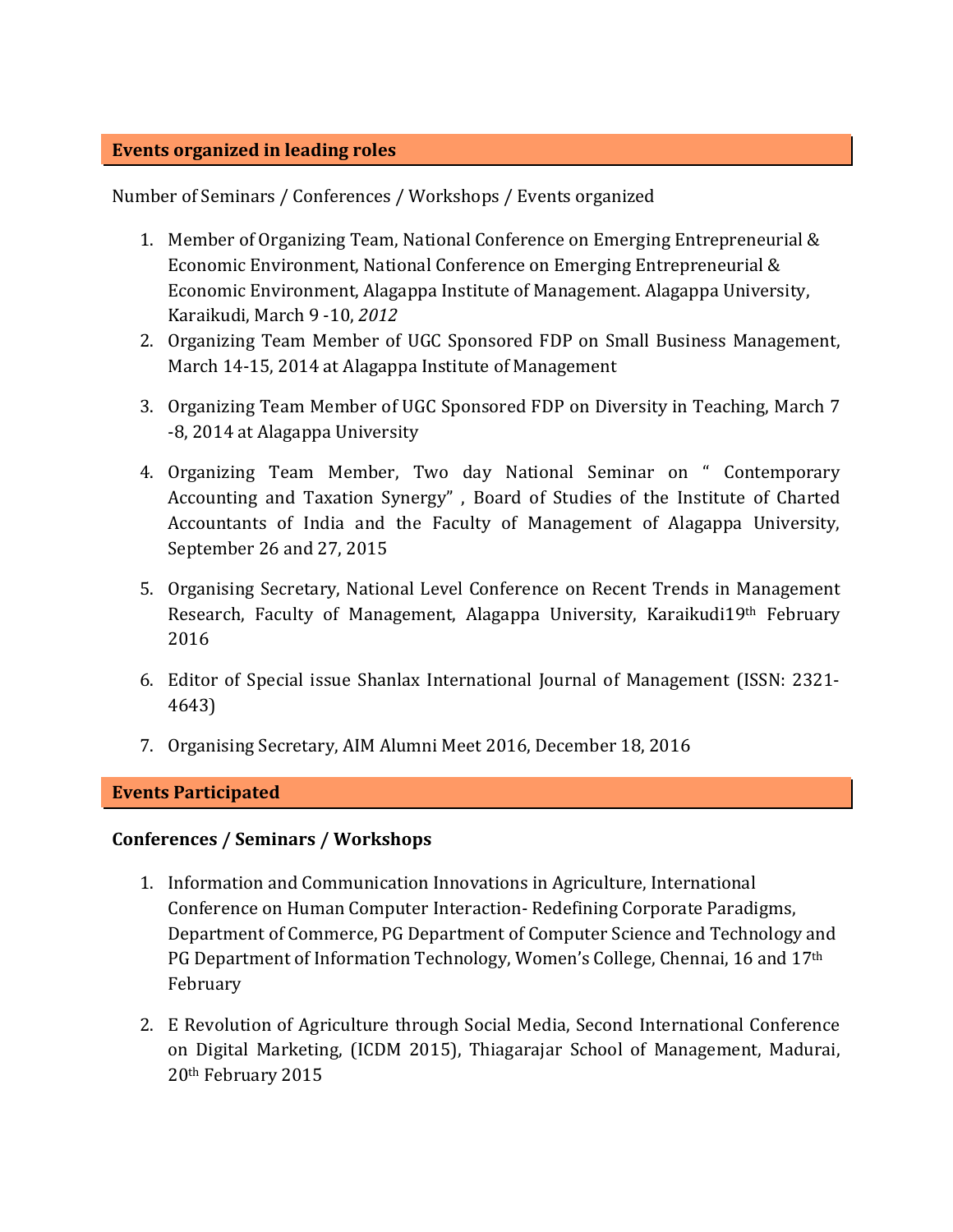## Events organized in leading roles

Number of Seminars / Conferences / Workshops / Events organized

1. Member of Organizing Team, National Conference on Emerging Entrepreneurial & Economic Environment, National Conference on Emerging Entrepreneurial & Economic Environment, Alagappa Institute of Management. Alagappa University, Karaikudi, March 9 -10, *2012*
2. Organizing Team Member of UGC Sponsored FDP on Small Business Management, March 14-15, 2014 at Alagappa Institute of Management
3. Organizing Team Member of UGC Sponsored FDP on Diversity in Teaching, March 7 -8, 2014 at Alagappa University
4. Organizing Team Member, Two day National Seminar on " Contemporary Accounting and Taxation Synergy" , Board of Studies of the Institute of Charted Accountants of India and the Faculty of Management of Alagappa University, September 26 and 27, 2015
5. Organising Secretary, National Level Conference on Recent Trends in Management Research, Faculty of Management, Alagappa University, Karaikudi19th February 2016
6. Editor of Special issue Shanlax International Journal of Management (ISSN: 2321-4643)
7. Organising Secretary, AIM Alumni Meet 2016, December 18, 2016

## Events Participated

### Conferences / Seminars / Workshops

1. Information and Communication Innovations in Agriculture, International Conference on Human Computer Interaction- Redefining Corporate Paradigms, Department of Commerce, PG Department of Computer Science and Technology and PG Department of Information Technology, Women's College, Chennai, 16 and 17th February
2. E Revolution of Agriculture through Social Media, Second International Conference on Digital Marketing, (ICDM 2015), Thiagarajar School of Management, Madurai, 20th February 2015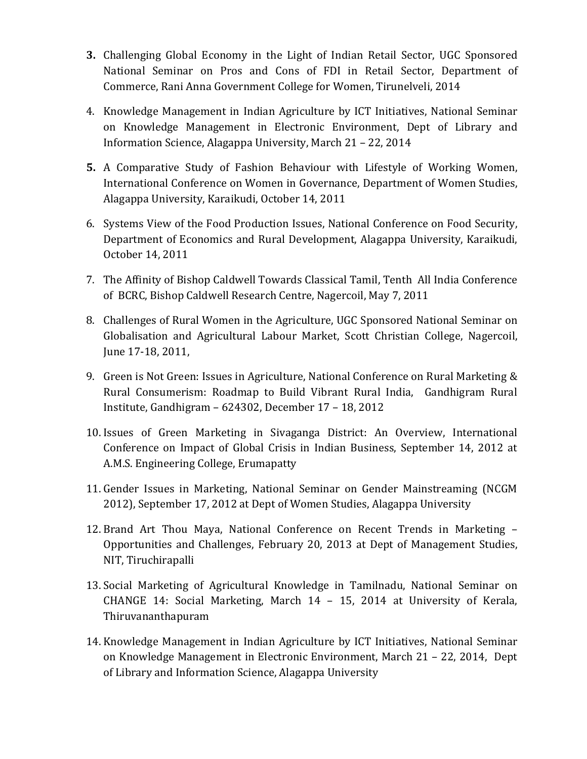3. Challenging Global Economy in the Light of Indian Retail Sector, UGC Sponsored National Seminar on Pros and Cons of FDI in Retail Sector, Department of Commerce, Rani Anna Government College for Women, Tirunelveli, 2014

4. Knowledge Management in Indian Agriculture by ICT Initiatives, National Seminar on Knowledge Management in Electronic Environment, Dept of Library and Information Science, Alagappa University, March 21 – 22, 2014

5. A Comparative Study of Fashion Behaviour with Lifestyle of Working Women, International Conference on Women in Governance, Department of Women Studies, Alagappa University, Karaikudi, October 14, 2011

6. Systems View of the Food Production Issues, National Conference on Food Security, Department of Economics and Rural Development, Alagappa University, Karaikudi, October 14, 2011

7. The Affinity of Bishop Caldwell Towards Classical Tamil, Tenth All India Conference of BCRC, Bishop Caldwell Research Centre, Nagercoil, May 7, 2011

8. Challenges of Rural Women in the Agriculture, UGC Sponsored National Seminar on Globalisation and Agricultural Labour Market, Scott Christian College, Nagercoil, June 17-18, 2011,

9. Green is Not Green: Issues in Agriculture, National Conference on Rural Marketing & Rural Consumerism: Roadmap to Build Vibrant Rural India, Gandhigram Rural Institute, Gandhigram – 624302, December 17 – 18, 2012

10. Issues of Green Marketing in Sivaganga District: An Overview, International Conference on Impact of Global Crisis in Indian Business, September 14, 2012 at A.M.S. Engineering College, Erumapatty

11. Gender Issues in Marketing, National Seminar on Gender Mainstreaming (NCGM 2012), September 17, 2012 at Dept of Women Studies, Alagappa University

12. Brand Art Thou Maya, National Conference on Recent Trends in Marketing – Opportunities and Challenges, February 20, 2013 at Dept of Management Studies, NIT, Tiruchirapalli

13. Social Marketing of Agricultural Knowledge in Tamilnadu, National Seminar on CHANGE 14: Social Marketing, March 14 – 15, 2014 at University of Kerala, Thiruvananthapuram

14. Knowledge Management in Indian Agriculture by ICT Initiatives, National Seminar on Knowledge Management in Electronic Environment, March 21 – 22, 2014, Dept of Library and Information Science, Alagappa University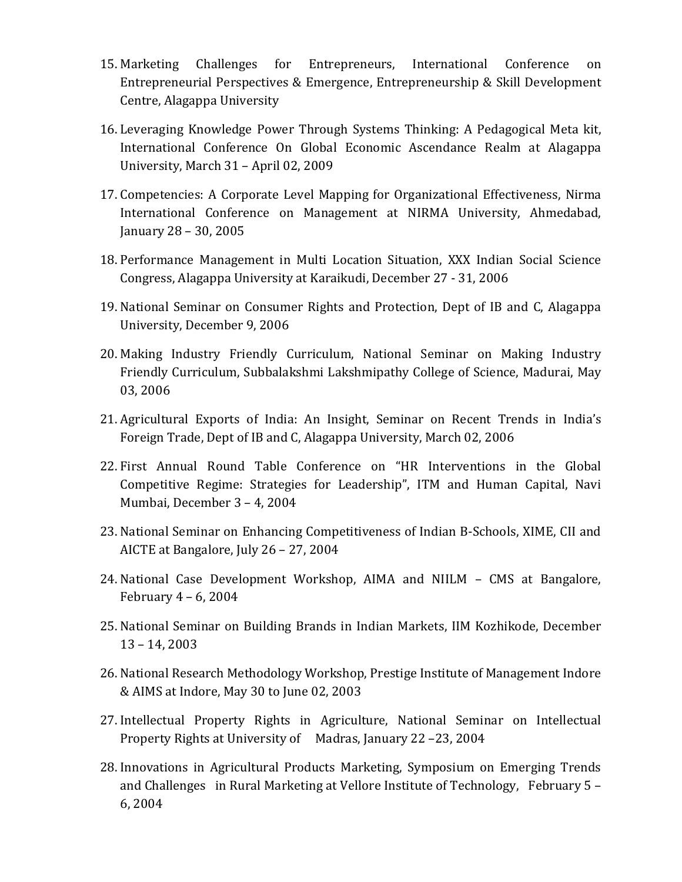15. Marketing Challenges for Entrepreneurs, International Conference on Entrepreneurial Perspectives & Emergence, Entrepreneurship & Skill Development Centre, Alagappa University

16. Leveraging Knowledge Power Through Systems Thinking: A Pedagogical Meta kit, International Conference On Global Economic Ascendance Realm at Alagappa University, March 31 – April 02, 2009

17. Competencies: A Corporate Level Mapping for Organizational Effectiveness, Nirma International Conference on Management at NIRMA University, Ahmedabad, January 28 – 30, 2005

18. Performance Management in Multi Location Situation, XXX Indian Social Science Congress, Alagappa University at Karaikudi, December 27 - 31, 2006

19. National Seminar on Consumer Rights and Protection, Dept of IB and C, Alagappa University, December 9, 2006

20. Making Industry Friendly Curriculum, National Seminar on Making Industry Friendly Curriculum, Subbalakshmi Lakshmipathy College of Science, Madurai, May 03, 2006

21. Agricultural Exports of India: An Insight, Seminar on Recent Trends in India's Foreign Trade, Dept of IB and C, Alagappa University, March 02, 2006

22. First Annual Round Table Conference on "HR Interventions in the Global Competitive Regime: Strategies for Leadership", ITM and Human Capital, Navi Mumbai, December 3 – 4, 2004

23. National Seminar on Enhancing Competitiveness of Indian B-Schools, XIME, CII and AICTE at Bangalore, July 26 – 27, 2004

24. National Case Development Workshop, AIMA and NIILM – CMS at Bangalore, February 4 – 6, 2004

25. National Seminar on Building Brands in Indian Markets, IIM Kozhikode, December 13 – 14, 2003

26. National Research Methodology Workshop, Prestige Institute of Management Indore & AIMS at Indore, May 30 to June 02, 2003

27. Intellectual Property Rights in Agriculture, National Seminar on Intellectual Property Rights at University of Madras, January 22 –23, 2004

28. Innovations in Agricultural Products Marketing, Symposium on Emerging Trends and Challenges in Rural Marketing at Vellore Institute of Technology, February 5 – 6, 2004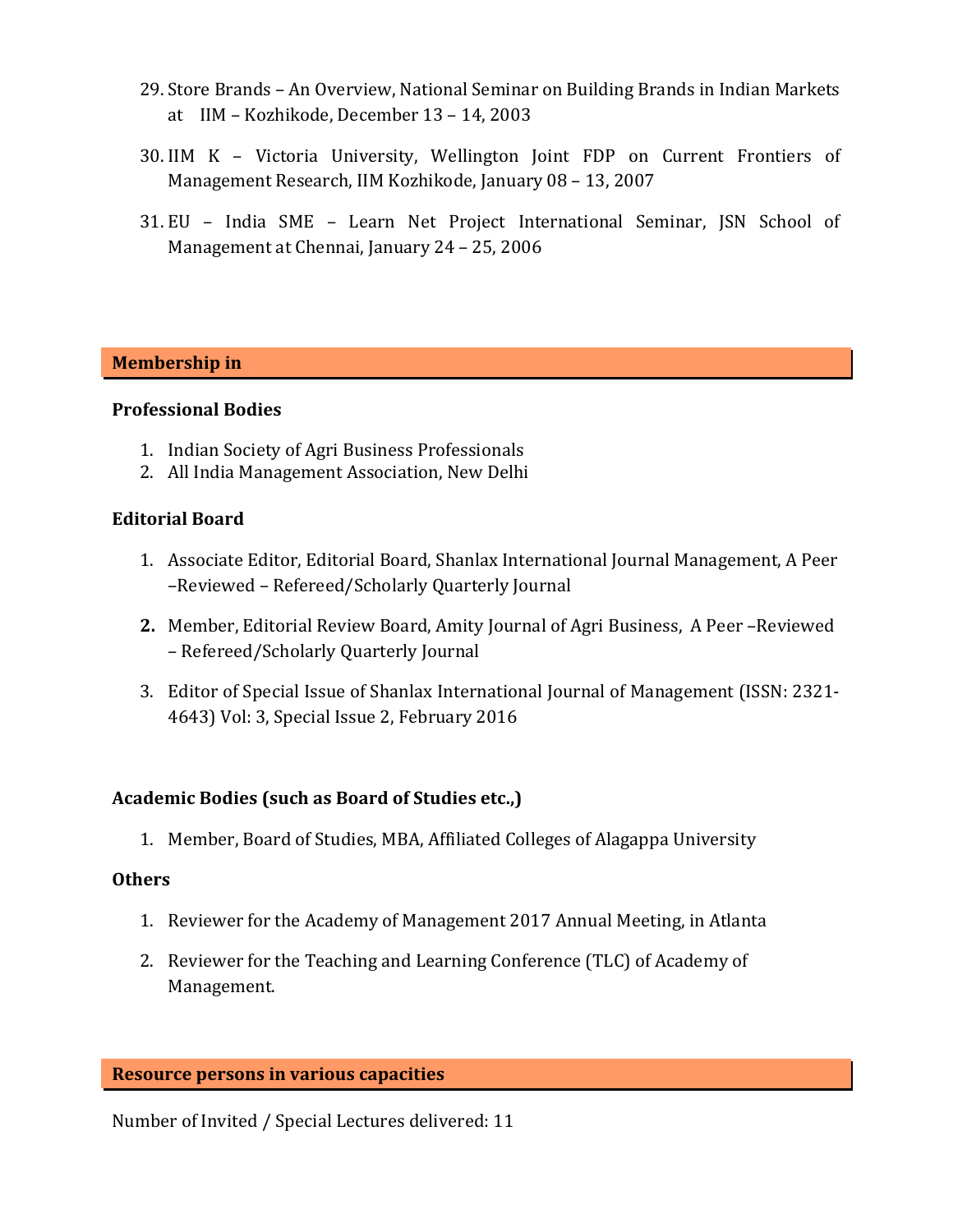29. Store Brands – An Overview, National Seminar on Building Brands in Indian Markets at IIM – Kozhikode, December 13 – 14, 2003
30. IIM K – Victoria University, Wellington Joint FDP on Current Frontiers of Management Research, IIM Kozhikode, January 08 – 13, 2007
31. EU – India SME – Learn Net Project International Seminar, JSN School of Management at Chennai, January 24 – 25, 2006

## Membership in

### Professional Bodies

1. Indian Society of Agri Business Professionals
2. All India Management Association, New Delhi

### Editorial Board

1. Associate Editor, Editorial Board, Shanlax International Journal Management, A Peer –Reviewed – Refereed/Scholarly Quarterly Journal
2. Member, Editorial Review Board, Amity Journal of Agri Business, A Peer –Reviewed – Refereed/Scholarly Quarterly Journal
3. Editor of Special Issue of Shanlax International Journal of Management (ISSN: 2321-4643) Vol: 3, Special Issue 2, February 2016

### Academic Bodies (such as Board of Studies etc.,)

1. Member, Board of Studies, MBA, Affiliated Colleges of Alagappa University

### Others

1. Reviewer for the Academy of Management 2017 Annual Meeting, in Atlanta
2. Reviewer for the Teaching and Learning Conference (TLC) of Academy of Management.

## Resource persons in various capacities

Number of Invited / Special Lectures delivered: 11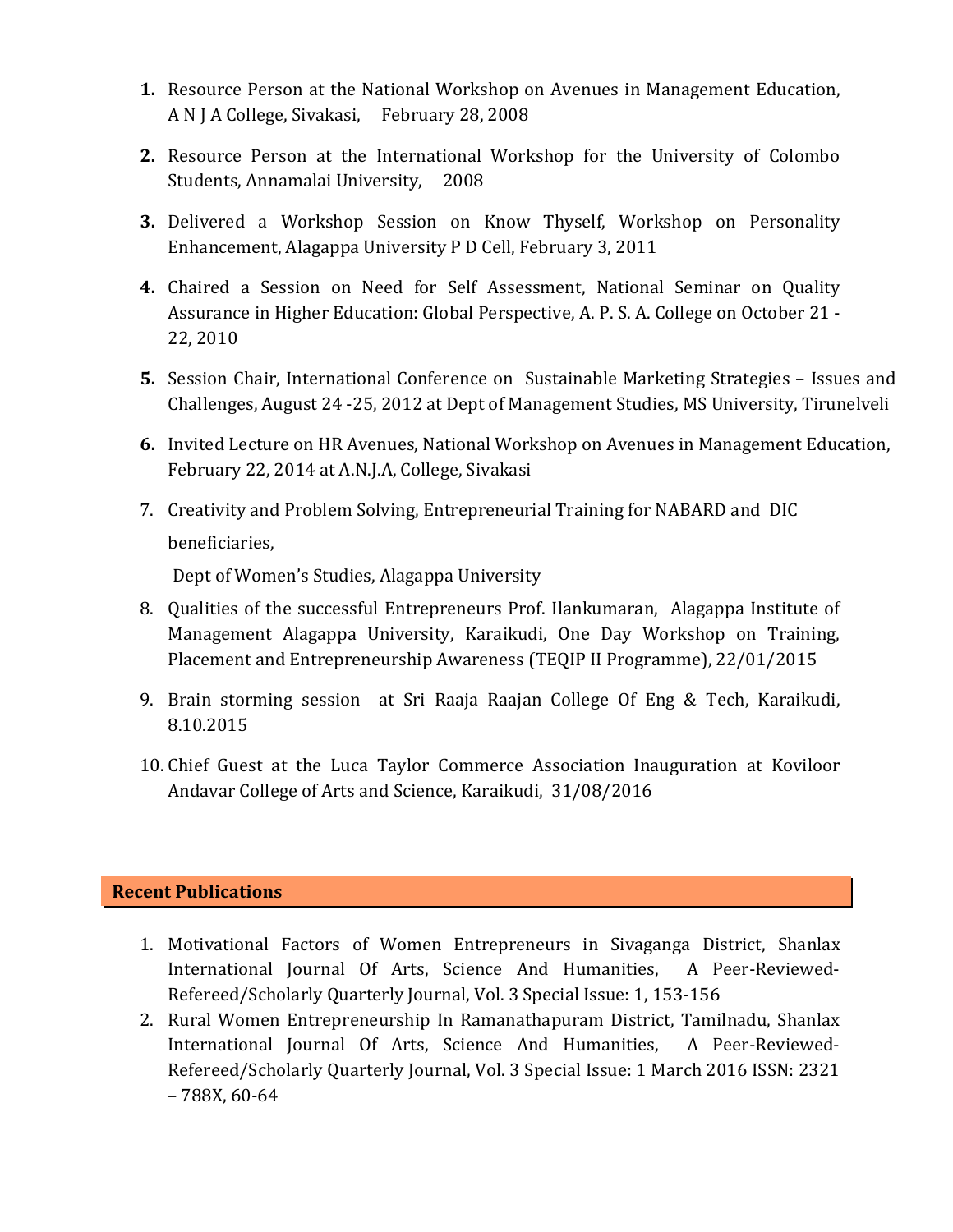1. Resource Person at the National Workshop on Avenues in Management Education, A N J A College, Sivakasi, February 28, 2008

2. Resource Person at the International Workshop for the University of Colombo Students, Annamalai University, 2008

3. Delivered a Workshop Session on Know Thyself, Workshop on Personality Enhancement, Alagappa University P D Cell, February 3, 2011

4. Chaired a Session on Need for Self Assessment, National Seminar on Quality Assurance in Higher Education: Global Perspective, A. P. S. A. College on October 21 - 22, 2010

5. Session Chair, International Conference on Sustainable Marketing Strategies – Issues and Challenges, August 24 -25, 2012 at Dept of Management Studies, MS University, Tirunelveli

6. Invited Lecture on HR Avenues, National Workshop on Avenues in Management Education, February 22, 2014 at A.N.J.A, College, Sivakasi

7. Creativity and Problem Solving, Entrepreneurial Training for NABARD and DIC beneficiaries,

   Dept of Women's Studies, Alagappa University

8. Qualities of the successful Entrepreneurs Prof. Ilankumaran, Alagappa Institute of Management Alagappa University, Karaikudi, One Day Workshop on Training, Placement and Entrepreneurship Awareness (TEQIP II Programme), 22/01/2015

9. Brain storming session at Sri Raaja Raajan College Of Eng & Tech, Karaikudi, 8.10.2015

10. Chief Guest at the Luca Taylor Commerce Association Inauguration at Koviloor Andavar College of Arts and Science, Karaikudi, 31/08/2016

## Recent Publications

1. Motivational Factors of Women Entrepreneurs in Sivaganga District, Shanlax International Journal Of Arts, Science And Humanities, A Peer-Reviewed-Refereed/Scholarly Quarterly Journal, Vol. 3 Special Issue: 1, 153-156
2. Rural Women Entrepreneurship In Ramanathapuram District, Tamilnadu, Shanlax International Journal Of Arts, Science And Humanities, A Peer-Reviewed-Refereed/Scholarly Quarterly Journal, Vol. 3 Special Issue: 1 March 2016 ISSN: 2321 – 788X, 60-64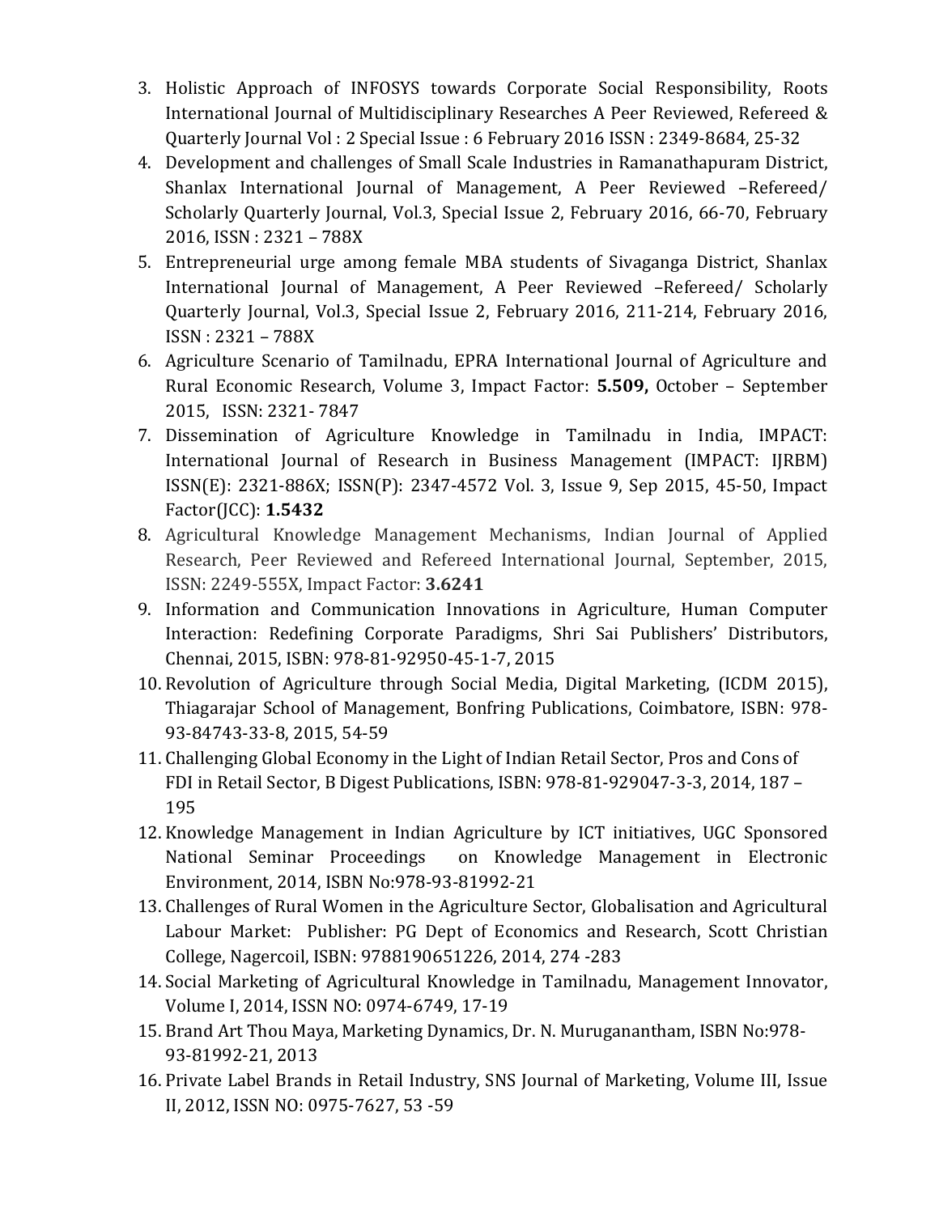3. Holistic Approach of INFOSYS towards Corporate Social Responsibility, Roots International Journal of Multidisciplinary Researches A Peer Reviewed, Refereed & Quarterly Journal Vol : 2 Special Issue : 6 February 2016 ISSN : 2349-8684, 25-32
4. Development and challenges of Small Scale Industries in Ramanathapuram District, Shanlax International Journal of Management, A Peer Reviewed –Refereed/ Scholarly Quarterly Journal, Vol.3, Special Issue 2, February 2016, 66-70, February 2016, ISSN : 2321 – 788X
5. Entrepreneurial urge among female MBA students of Sivaganga District, Shanlax International Journal of Management, A Peer Reviewed –Refereed/ Scholarly Quarterly Journal, Vol.3, Special Issue 2, February 2016, 211-214, February 2016, ISSN : 2321 – 788X
6. Agriculture Scenario of Tamilnadu, EPRA International Journal of Agriculture and Rural Economic Research, Volume 3, Impact Factor: **5.509,** October – September 2015, ISSN: 2321- 7847
7. Dissemination of Agriculture Knowledge in Tamilnadu in India, IMPACT: International Journal of Research in Business Management (IMPACT: IJRBM) ISSN(E): 2321-886X; ISSN(P): 2347-4572 Vol. 3, Issue 9, Sep 2015, 45-50, Impact Factor(JCC): **1.5432**
8. Agricultural Knowledge Management Mechanisms, Indian Journal of Applied Research, Peer Reviewed and Refereed International Journal, September, 2015, ISSN: 2249-555X, Impact Factor: **3.6241**
9. Information and Communication Innovations in Agriculture, Human Computer Interaction: Redefining Corporate Paradigms, Shri Sai Publishers' Distributors, Chennai, 2015, ISBN: 978-81-92950-45-1-7, 2015
10. Revolution of Agriculture through Social Media, Digital Marketing, (ICDM 2015), Thiagarajar School of Management, Bonfring Publications, Coimbatore, ISBN: 978-93-84743-33-8, 2015, 54-59
11. Challenging Global Economy in the Light of Indian Retail Sector, Pros and Cons of FDI in Retail Sector, B Digest Publications, ISBN: 978-81-929047-3-3, 2014, 187 – 195
12. Knowledge Management in Indian Agriculture by ICT initiatives, UGC Sponsored National Seminar Proceedings on Knowledge Management in Electronic Environment, 2014, ISBN No:978-93-81992-21
13. Challenges of Rural Women in the Agriculture Sector, Globalisation and Agricultural Labour Market: Publisher: PG Dept of Economics and Research, Scott Christian College, Nagercoil, ISBN: 9788190651226, 2014, 274 -283
14. Social Marketing of Agricultural Knowledge in Tamilnadu, Management Innovator, Volume I, 2014, ISSN NO: 0974-6749, 17-19
15. Brand Art Thou Maya, Marketing Dynamics, Dr. N. Muruganantham, ISBN No:978-93-81992-21, 2013
16. Private Label Brands in Retail Industry, SNS Journal of Marketing, Volume III, Issue II, 2012, ISSN NO: 0975-7627, 53 -59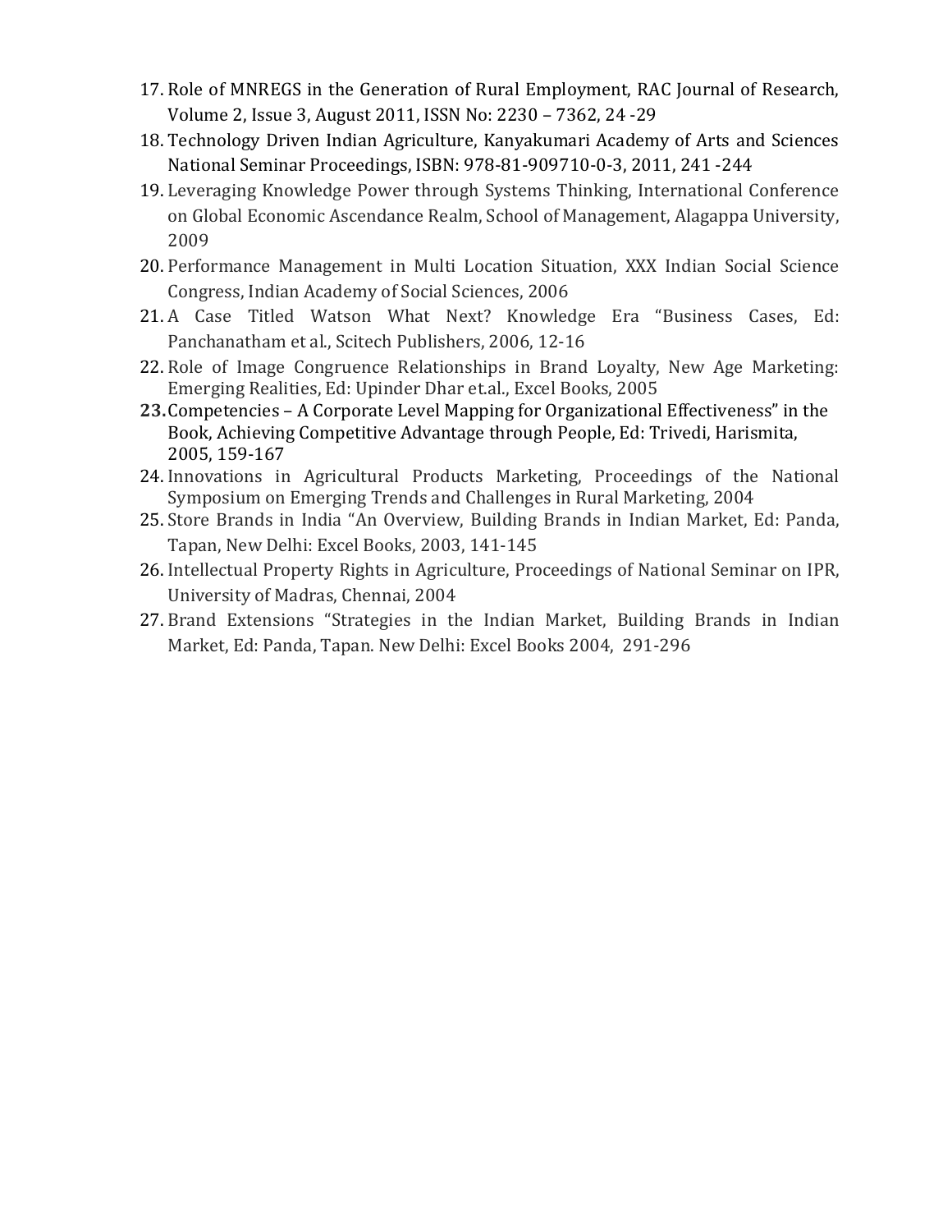17. Role of MNREGS in the Generation of Rural Employment, RAC Journal of Research, Volume 2, Issue 3, August 2011, ISSN No: 2230 – 7362, 24 -29
18. Technology Driven Indian Agriculture, Kanyakumari Academy of Arts and Sciences National Seminar Proceedings, ISBN: 978-81-909710-0-3, 2011, 241 -244
19. Leveraging Knowledge Power through Systems Thinking, International Conference on Global Economic Ascendance Realm, School of Management, Alagappa University, 2009
20. Performance Management in Multi Location Situation, XXX Indian Social Science Congress, Indian Academy of Social Sciences, 2006
21. A Case Titled Watson What Next? Knowledge Era "Business Cases, Ed: Panchanatham et al., Scitech Publishers, 2006, 12-16
22. Role of Image Congruence Relationships in Brand Loyalty, New Age Marketing: Emerging Realities, Ed: Upinder Dhar et.al., Excel Books, 2005
23. Competencies – A Corporate Level Mapping for Organizational Effectiveness" in the Book, Achieving Competitive Advantage through People, Ed: Trivedi, Harismita, 2005, 159-167
24. Innovations in Agricultural Products Marketing, Proceedings of the National Symposium on Emerging Trends and Challenges in Rural Marketing, 2004
25. Store Brands in India "An Overview, Building Brands in Indian Market, Ed: Panda, Tapan, New Delhi: Excel Books, 2003, 141-145
26. Intellectual Property Rights in Agriculture, Proceedings of National Seminar on IPR, University of Madras, Chennai, 2004
27. Brand Extensions "Strategies in the Indian Market, Building Brands in Indian Market, Ed: Panda, Tapan. New Delhi: Excel Books 2004, 291-296